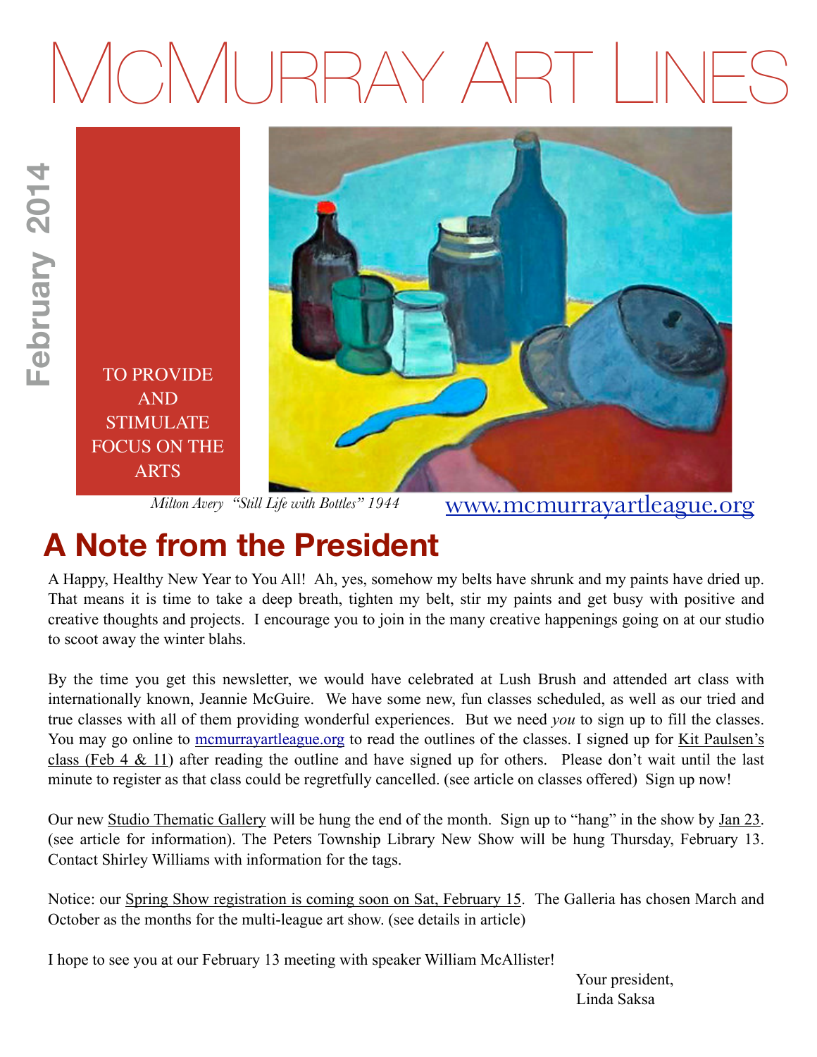# McMurray Art Lines

February 2014

TO PROVIDE AND STIMULATE FOCUS ON THE ARTS

*Milton Avery "Still Life with Bottles" 1944*

www.mcmurrayartleague.org

## A Note from the President

A Happy, Healthy New Year to You All! Ah, yes, somehow my belts have shrunk and my paints have dried up. That means it is time to take a deep breath, tighten my belt, stir my paints and get busy with positive and creative thoughts and projects. I encourage you to join in the many creative happenings going on at our studio to scoot away the winter blahs.

By the time you get this newsletter, we would have celebrated at Lush Brush and attended art class with internationally known, Jeannie McGuire. We have some new, fun classes scheduled, as well as our tried and true classes with all of them providing wonderful experiences. But we need *you* to sign up to fill the classes. You may go online to mcmurrayartleague.org to read the outlines of the classes. I signed up for Kit Paulsen's class (Feb 4 & 11) after reading the outline and have signed up for others. Please don't wait until the last minute to register as that class could be regretfully cancelled. (see article on classes offered) Sign up now!

Our new Studio Thematic Gallery will be hung the end of the month. Sign up to "hang" in the show by Jan 23. (see article for information). The Peters Township Library New Show will be hung Thursday, February 13. Contact Shirley Williams with information for the tags.

Notice: our Spring Show registration is coming soon on Sat, February 15. The Galleria has chosen March and October as the months for the multi-league art show. (see details in article)

I hope to see you at our February 13 meeting with speaker William McAllister!

Your president,
Linda Saksa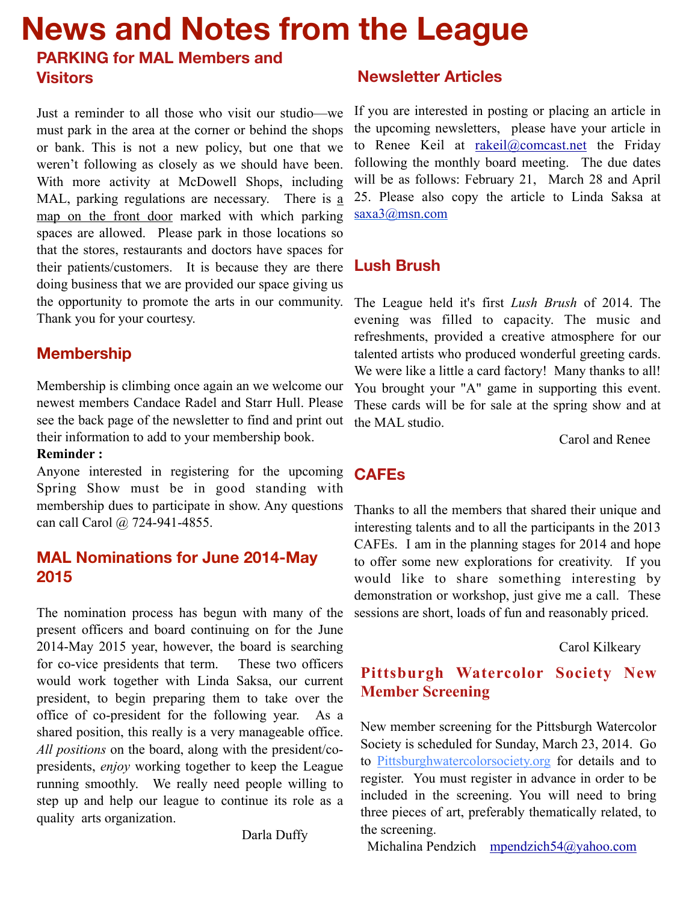# News and Notes from the League

## PARKING for MAL Members and Visitors

Just a reminder to all those who visit our studio—we must park in the area at the corner or behind the shops or bank. This is not a new policy, but one that we weren't following as closely as we should have been. With more activity at McDowell Shops, including MAL, parking regulations are necessary. There is a map on the front door marked with which parking spaces are allowed. Please park in those locations so that the stores, restaurants and doctors have spaces for their patients/customers. It is because they are there doing business that we are provided our space giving us the opportunity to promote the arts in our community. Thank you for your courtesy.

## Membership

Membership is climbing once again an we welcome our newest members Candace Radel and Starr Hull. Please see the back page of the newsletter to find and print out their information to add to your membership book.

**Reminder :**

Anyone interested in registering for the upcoming Spring Show must be in good standing with membership dues to participate in show. Any questions can call Carol @ 724-941-4855.

## MAL Nominations for June 2014-May 2015

The nomination process has begun with many of the present officers and board continuing on for the June 2014-May 2015 year, however, the board is searching for co-vice presidents that term. These two officers would work together with Linda Saksa, our current president, to begin preparing them to take over the office of co-president for the following year. As a shared position, this really is a very manageable office. *All positions* on the board, along with the president/co-presidents, *enjoy* working together to keep the League running smoothly. We really need people willing to step up and help our league to continue its role as a quality arts organization.

Darla Duffy

## Newsletter Articles

If you are interested in posting or placing an article in the upcoming newsletters, please have your article in to Renee Keil at rakeil@comcast.net the Friday following the monthly board meeting. The due dates will be as follows: February 21, March 28 and April 25. Please also copy the article to Linda Saksa at saxa3@msn.com

## Lush Brush

The League held it's first *Lush Brush* of 2014. The evening was filled to capacity. The music and refreshments, provided a creative atmosphere for our talented artists who produced wonderful greeting cards. We were like a little a card factory! Many thanks to all! You brought your "A" game in supporting this event. These cards will be for sale at the spring show and at the MAL studio.

Carol and Renee

## CAFEs

Thanks to all the members that shared their unique and interesting talents and to all the participants in the 2013 CAFEs. I am in the planning stages for 2014 and hope to offer some new explorations for creativity. If you would like to share something interesting by demonstration or workshop, just give me a call. These sessions are short, loads of fun and reasonably priced.

Carol Kilkeary

## Pittsburgh Watercolor Society New Member Screening

New member screening for the Pittsburgh Watercolor Society is scheduled for Sunday, March 23, 2014. Go to Pittsburghwatercolorsociety.org for details and to register. You must register in advance in order to be included in the screening. You will need to bring three pieces of art, preferably thematically related, to the screening.

Michalina Pendzich mpendzich54@yahoo.com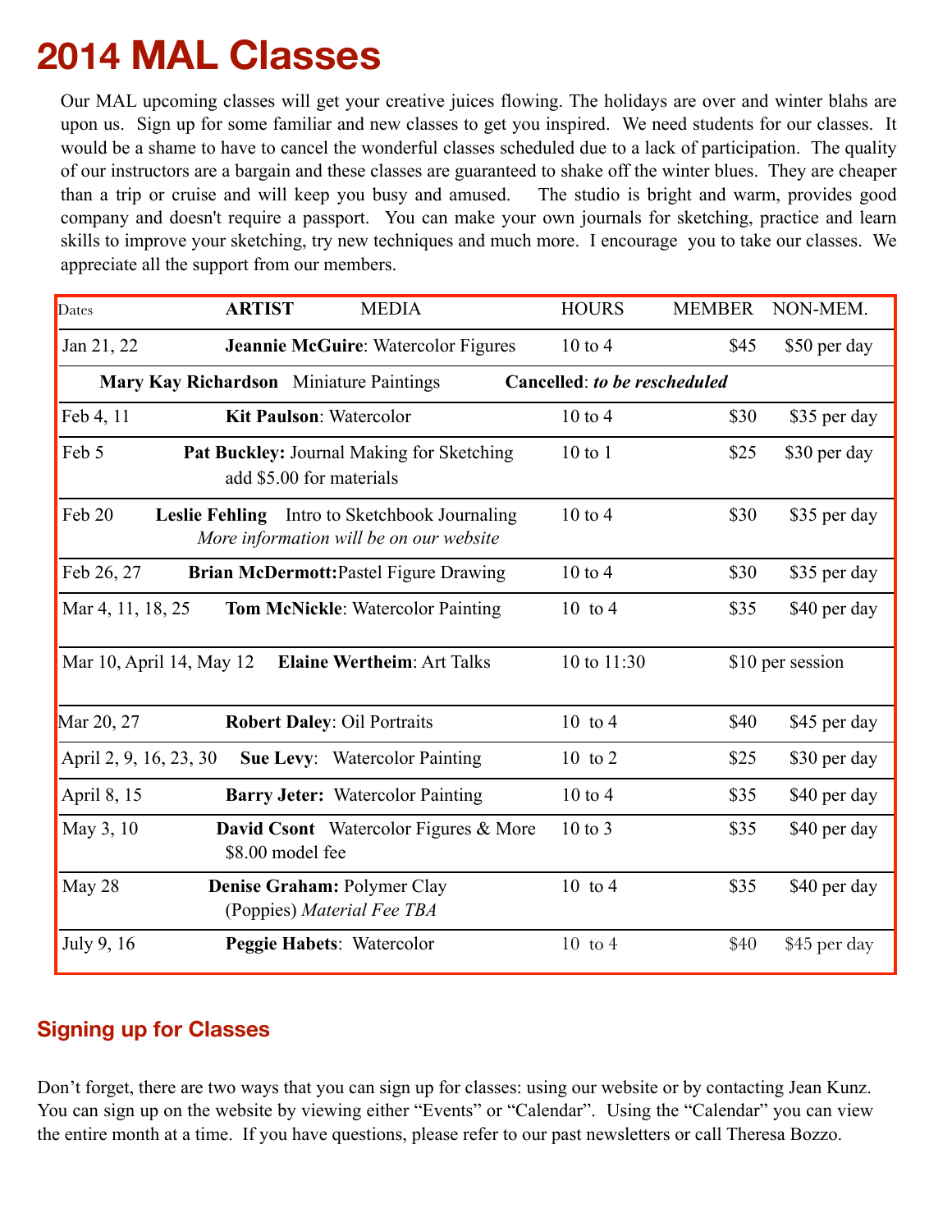# 2014 MAL Classes

Our MAL upcoming classes will get your creative juices flowing. The holidays are over and winter blahs are upon us. Sign up for some familiar and new classes to get you inspired. We need students for our classes. It would be a shame to have to cancel the wonderful classes scheduled due to a lack of participation. The quality of our instructors are a bargain and these classes are guaranteed to shake off the winter blues. They are cheaper than a trip or cruise and will keep you busy and amused. The studio is bright and warm, provides good company and doesn't require a passport. You can make your own journals for sketching, practice and learn skills to improve your sketching, try new techniques and much more. I encourage you to take our classes. We appreciate all the support from our members.

| Dates | ARTIST MEDIA | HOURS | MEMBER | NON-MEM. |
|---|---|---|---|---|
| Jan 21, 22 | **Jeannie McGuire**: Watercolor Figures | 10 to 4 | $45 | $50 per day |
| | **Mary Kay Richardson** Miniature Paintings | **Cancelled**: ***to be rescheduled*** | | |
| Feb 4, 11 | **Kit Paulson**: Watercolor | 10 to 4 | $30 | $35 per day |
| Feb 5 | **Pat Buckley:** Journal Making for Sketching add $5.00 for materials | 10 to 1 | $25 | $30 per day |
| Feb 20 | **Leslie Fehling** Intro to Sketchbook Journaling *More information will be on our website* | 10 to 4 | $30 | $35 per day |
| Feb 26, 27 | **Brian McDermott:** Pastel Figure Drawing | 10 to 4 | $30 | $35 per day |
| Mar 4, 11, 18, 25 | **Tom McNickle**: Watercolor Painting | 10 to 4 | $35 | $40 per day |
| Mar 10, April 14, May 12 | **Elaine Wertheim**: Art Talks | 10 to 11:30 | $10 per session | |
| Mar 20, 27 | **Robert Daley**: Oil Portraits | 10 to 4 | $40 | $45 per day |
| April 2, 9, 16, 23, 30 | **Sue Levy**: Watercolor Painting | 10 to 2 | $25 | $30 per day |
| April 8, 15 | **Barry Jeter:** Watercolor Painting | 10 to 4 | $35 | $40 per day |
| May 3, 10 | **David Csont** Watercolor Figures & More $8.00 model fee | 10 to 3 | $35 | $40 per day |
| May 28 | **Denise Graham:** Polymer Clay (Poppies) *Material Fee TBA* | 10 to 4 | $35 | $40 per day |
| July 9, 16 | **Peggie Habets**: Watercolor | 10 to 4 | $40 | $45 per day |

## Signing up for Classes

Don't forget, there are two ways that you can sign up for classes: using our website or by contacting Jean Kunz. You can sign up on the website by viewing either "Events" or "Calendar". Using the "Calendar" you can view the entire month at a time. If you have questions, please refer to our past newsletters or call Theresa Bozzo.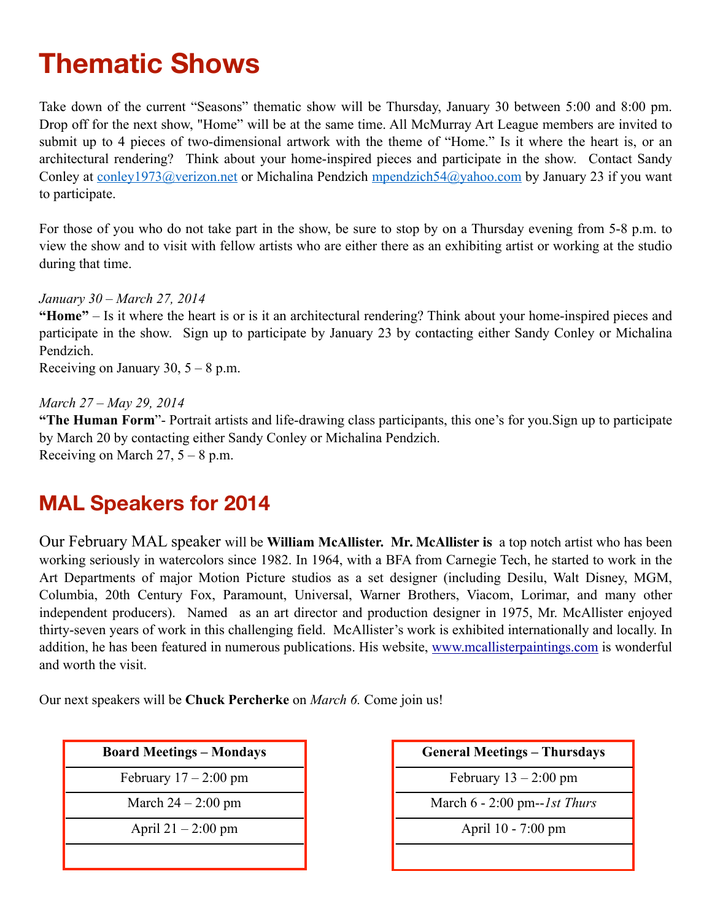# Thematic Shows

Take down of the current "Seasons" thematic show will be Thursday, January 30 between 5:00 and 8:00 pm. Drop off for the next show, "Home" will be at the same time. All McMurray Art League members are invited to submit up to 4 pieces of two-dimensional artwork with the theme of "Home." Is it where the heart is, or an architectural rendering? Think about your home-inspired pieces and participate in the show. Contact Sandy Conley at conley1973@verizon.net or Michalina Pendzich mpendzich54@yahoo.com by January 23 if you want to participate.

For those of you who do not take part in the show, be sure to stop by on a Thursday evening from 5-8 p.m. to view the show and to visit with fellow artists who are either there as an exhibiting artist or working at the studio during that time.

*January 30 – March 27, 2014*
**"Home"** – Is it where the heart is or is it an architectural rendering? Think about your home-inspired pieces and participate in the show. Sign up to participate by January 23 by contacting either Sandy Conley or Michalina Pendzich.
Receiving on January 30, 5 – 8 p.m.

*March 27 – May 29, 2014*
**"The Human Form"**- Portrait artists and life-drawing class participants, this one's for you.Sign up to participate by March 20 by contacting either Sandy Conley or Michalina Pendzich.
Receiving on March 27, 5 – 8 p.m.

## MAL Speakers for 2014

Our February MAL speaker will be **William McAllister. Mr. McAllister is** a top notch artist who has been working seriously in watercolors since 1982. In 1964, with a BFA from Carnegie Tech, he started to work in the Art Departments of major Motion Picture studios as a set designer (including Desilu, Walt Disney, MGM, Columbia, 20th Century Fox, Paramount, Universal, Warner Brothers, Viacom, Lorimar, and many other independent producers). Named as an art director and production designer in 1975, Mr. McAllister enjoyed thirty-seven years of work in this challenging field. McAllister's work is exhibited internationally and locally. In addition, he has been featured in numerous publications. His website, www.mcallisterpaintings.com is wonderful and worth the visit.

Our next speakers will be **Chuck Percherke** on *March 6.* Come join us!

| Board Meetings – Mondays |
| --- |
| February 17 – 2:00 pm |
| March 24 – 2:00 pm |
| April 21 – 2:00 pm |
| |

| General Meetings – Thursdays |
| --- |
| February 13 – 2:00 pm |
| March 6 - 2:00 pm--*1st Thurs* |
| April 10 - 7:00 pm |
| |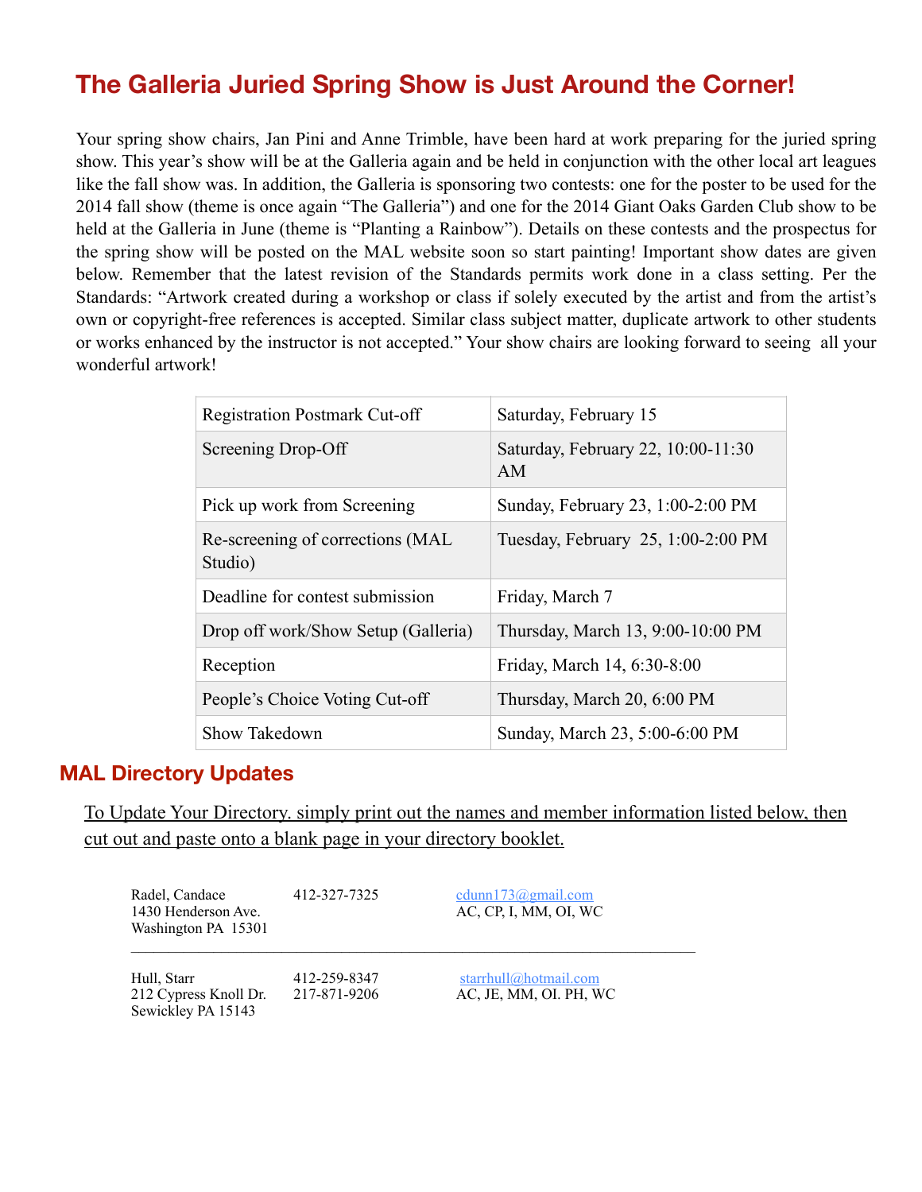## The Galleria Juried Spring Show is Just Around the Corner!

Your spring show chairs, Jan Pini and Anne Trimble, have been hard at work preparing for the juried spring show. This year's show will be at the Galleria again and be held in conjunction with the other local art leagues like the fall show was. In addition, the Galleria is sponsoring two contests: one for the poster to be used for the 2014 fall show (theme is once again "The Galleria") and one for the 2014 Giant Oaks Garden Club show to be held at the Galleria in June (theme is "Planting a Rainbow"). Details on these contests and the prospectus for the spring show will be posted on the MAL website soon so start painting! Important show dates are given below. Remember that the latest revision of the Standards permits work done in a class setting. Per the Standards: "Artwork created during a workshop or class if solely executed by the artist and from the artist's own or copyright-free references is accepted. Similar class subject matter, duplicate artwork to other students or works enhanced by the instructor is not accepted." Your show chairs are looking forward to seeing all your wonderful artwork!

| | |
|---|---|
| Registration Postmark Cut-off | Saturday, February 15 |
| Screening Drop-Off | Saturday, February 22, 10:00-11:30 AM |
| Pick up work from Screening | Sunday, February 23, 1:00-2:00 PM |
| Re-screening of corrections (MAL Studio) | Tuesday, February 25, 1:00-2:00 PM |
| Deadline for contest submission | Friday, March 7 |
| Drop off work/Show Setup (Galleria) | Thursday, March 13, 9:00-10:00 PM |
| Reception | Friday, March 14, 6:30-8:00 |
| People's Choice Voting Cut-off | Thursday, March 20, 6:00 PM |
| Show Takedown | Sunday, March 23, 5:00-6:00 PM |

## MAL Directory Updates

To Update Your Directory. simply print out the names and member information listed below, then cut out and paste onto a blank page in your directory booklet.

Radel, Candace
1430 Henderson Ave.
Washington PA 15301

412-327-7325

cdunn173@gmail.com
AC, CP, I, MM, OI, WC

---

Hull, Starr
212 Cypress Knoll Dr.
Sewickley PA 15143

412-259-8347
217-871-9206

starrhull@hotmail.com
AC, JE, MM, OI. PH, WC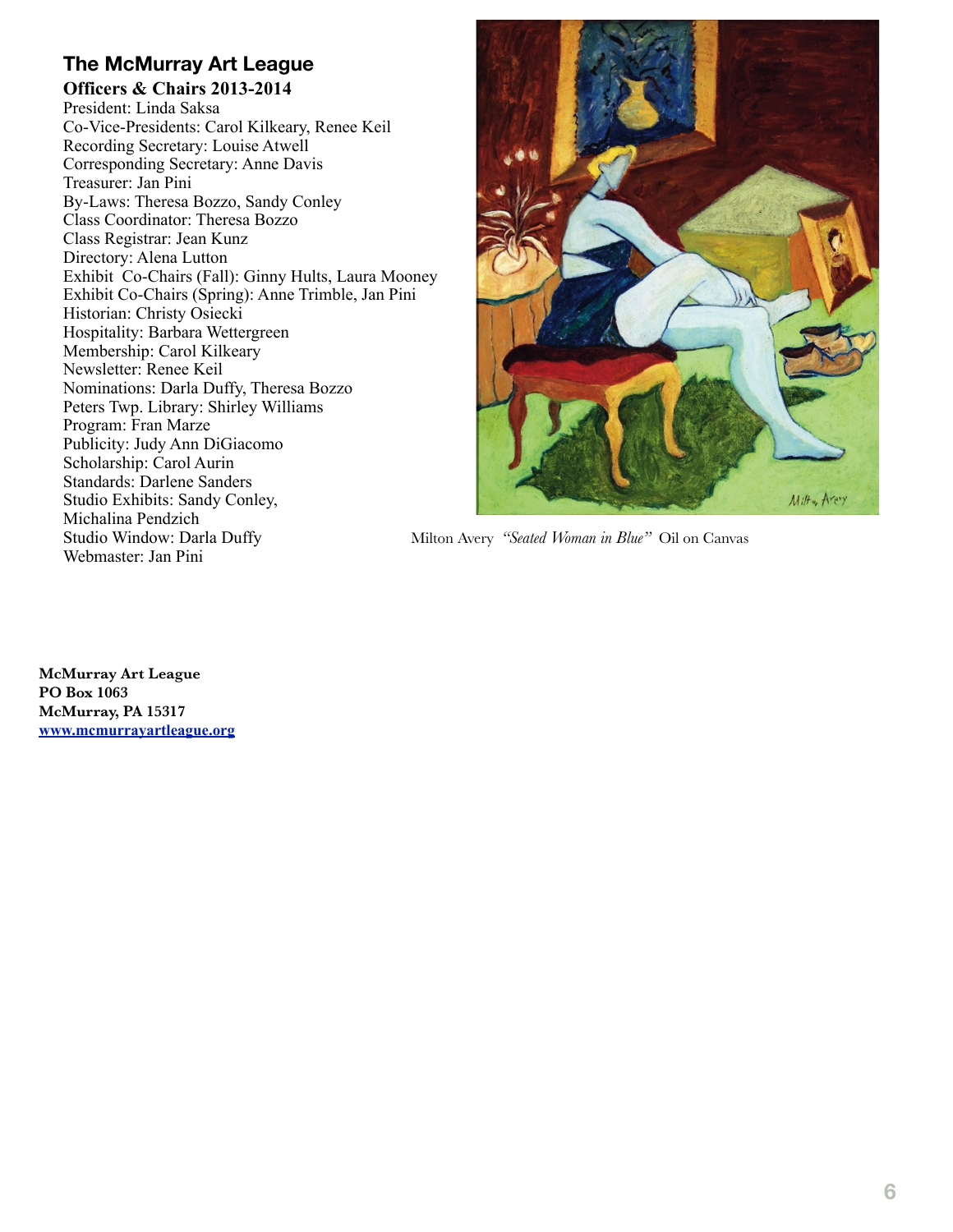## The McMurray Art League

### Officers & Chairs 2013-2014

President: Linda Saksa
Co-Vice-Presidents: Carol Kilkeary, Renee Keil
Recording Secretary: Louise Atwell
Corresponding Secretary: Anne Davis
Treasurer: Jan Pini
By-Laws: Theresa Bozzo, Sandy Conley
Class Coordinator: Theresa Bozzo
Class Registrar: Jean Kunz
Directory: Alena Lutton
Exhibit Co-Chairs (Fall): Ginny Hults, Laura Mooney
Exhibit Co-Chairs (Spring): Anne Trimble, Jan Pini
Historian: Christy Osiecki
Hospitality: Barbara Wettergreen
Membership: Carol Kilkeary
Newsletter: Renee Keil
Nominations: Darla Duffy, Theresa Bozzo
Peters Twp. Library: Shirley Williams
Program: Fran Marze
Publicity: Judy Ann DiGiacomo
Scholarship: Carol Aurin
Standards: Darlene Sanders
Studio Exhibits: Sandy Conley, Michalina Pendzich
Studio Window: Darla Duffy
Webmaster: Jan Pini

Milton Avery *"Seated Woman in Blue"* Oil on Canvas

**McMurray Art League**
**PO Box 1063**
**McMurray, PA 15317**
**[www.mcmurrayartleague.org](http://www.mcmurrayartleague.org)**